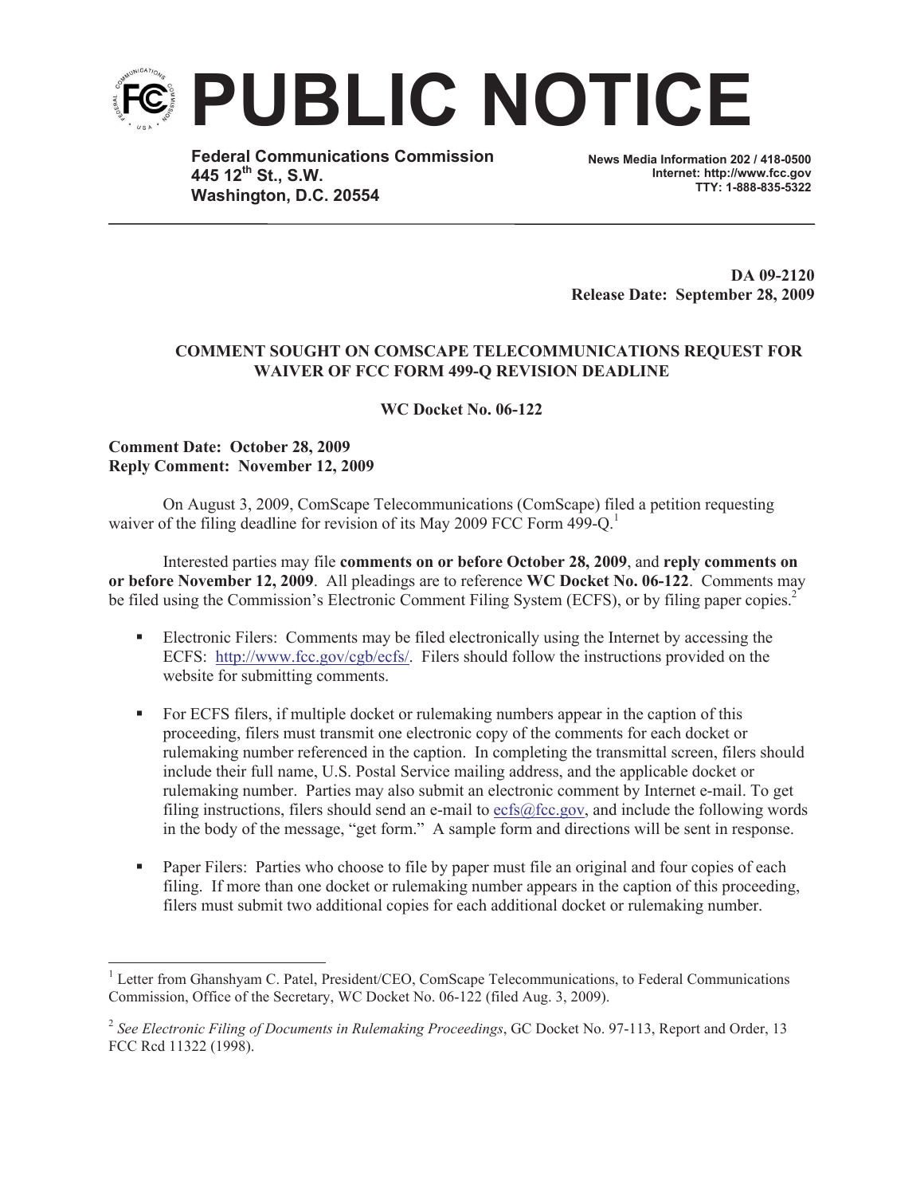# PUBLIC NOTICE

**Federal Communications Commission**
**445 12th St., S.W.**
**Washington, D.C. 20554**

**News Media Information 202 / 418-0500**
**Internet: http://www.fcc.gov**
**TTY: 1-888-835-5322**

**DA 09-2120**
**Release Date: September 28, 2009**

**COMMENT SOUGHT ON COMSCAPE TELECOMMUNICATIONS REQUEST FOR WAIVER OF FCC FORM 499-Q REVISION DEADLINE**

**WC Docket No. 06-122**

**Comment Date: October 28, 2009**
**Reply Comment: November 12, 2009**

On August 3, 2009, ComScape Telecommunications (ComScape) filed a petition requesting waiver of the filing deadline for revision of its May 2009 FCC Form 499-Q.[1]

Interested parties may file **comments on or before October 28, 2009**, and **reply comments on or before November 12, 2009**. All pleadings are to reference **WC Docket No. 06-122**. Comments may be filed using the Commission's Electronic Comment Filing System (ECFS), or by filing paper copies.[2]

- Electronic Filers: Comments may be filed electronically using the Internet by accessing the ECFS: http://www.fcc.gov/cgb/ecfs/. Filers should follow the instructions provided on the website for submitting comments.

- For ECFS filers, if multiple docket or rulemaking numbers appear in the caption of this proceeding, filers must transmit one electronic copy of the comments for each docket or rulemaking number referenced in the caption. In completing the transmittal screen, filers should include their full name, U.S. Postal Service mailing address, and the applicable docket or rulemaking number. Parties may also submit an electronic comment by Internet e-mail. To get filing instructions, filers should send an e-mail to ecfs@fcc.gov, and include the following words in the body of the message, "get form." A sample form and directions will be sent in response.

- Paper Filers: Parties who choose to file by paper must file an original and four copies of each filing. If more than one docket or rulemaking number appears in the caption of this proceeding, filers must submit two additional copies for each additional docket or rulemaking number.

---

[1] Letter from Ghanshyam C. Patel, President/CEO, ComScape Telecommunications, to Federal Communications Commission, Office of the Secretary, WC Docket No. 06-122 (filed Aug. 3, 2009).

[2] *See Electronic Filing of Documents in Rulemaking Proceedings*, GC Docket No. 97-113, Report and Order, 13 FCC Rcd 11322 (1998).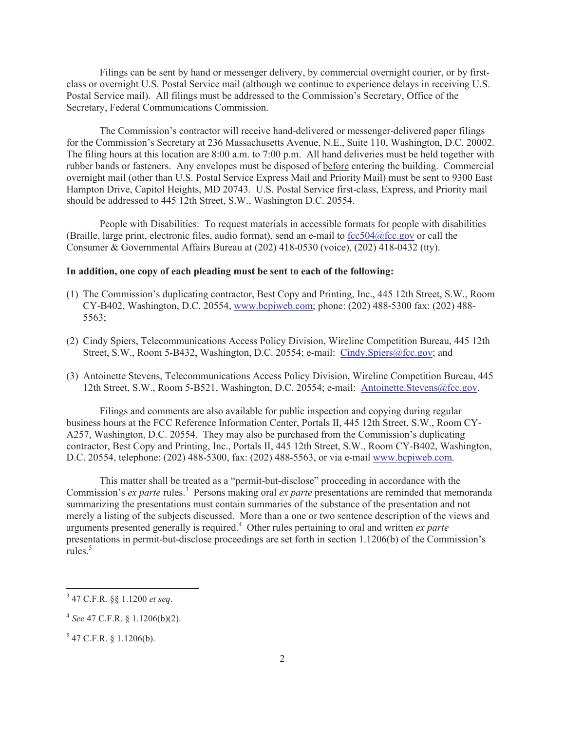Filings can be sent by hand or messenger delivery, by commercial overnight courier, or by first-class or overnight U.S. Postal Service mail (although we continue to experience delays in receiving U.S. Postal Service mail). All filings must be addressed to the Commission's Secretary, Office of the Secretary, Federal Communications Commission.

The Commission's contractor will receive hand-delivered or messenger-delivered paper filings for the Commission's Secretary at 236 Massachusetts Avenue, N.E., Suite 110, Washington, D.C. 20002. The filing hours at this location are 8:00 a.m. to 7:00 p.m. All hand deliveries must be held together with rubber bands or fasteners. Any envelopes must be disposed of before entering the building. Commercial overnight mail (other than U.S. Postal Service Express Mail and Priority Mail) must be sent to 9300 East Hampton Drive, Capitol Heights, MD 20743. U.S. Postal Service first-class, Express, and Priority mail should be addressed to 445 12th Street, S.W., Washington D.C. 20554.

People with Disabilities: To request materials in accessible formats for people with disabilities (Braille, large print, electronic files, audio format), send an e-mail to fcc504@fcc.gov or call the Consumer & Governmental Affairs Bureau at (202) 418-0530 (voice), (202) 418-0432 (tty).

**In addition, one copy of each pleading must be sent to each of the following:**

(1) The Commission's duplicating contractor, Best Copy and Printing, Inc., 445 12th Street, S.W., Room CY-B402, Washington, D.C. 20554, www.bcpiweb.com; phone: (202) 488-5300 fax: (202) 488-5563;

(2) Cindy Spiers, Telecommunications Access Policy Division, Wireline Competition Bureau, 445 12th Street, S.W., Room 5-B432, Washington, D.C. 20554; e-mail: Cindy.Spiers@fcc.gov; and

(3) Antoinette Stevens, Telecommunications Access Policy Division, Wireline Competition Bureau, 445 12th Street, S.W., Room 5-B521, Washington, D.C. 20554; e-mail: Antoinette.Stevens@fcc.gov.

Filings and comments are also available for public inspection and copying during regular business hours at the FCC Reference Information Center, Portals II, 445 12th Street, S.W., Room CY-A257, Washington, D.C. 20554. They may also be purchased from the Commission's duplicating contractor, Best Copy and Printing, Inc., Portals II, 445 12th Street, S.W., Room CY-B402, Washington, D.C. 20554, telephone: (202) 488-5300, fax: (202) 488-5563, or via e-mail www.bcpiweb.com.

This matter shall be treated as a "permit-but-disclose" proceeding in accordance with the Commission's *ex parte* rules.[3] Persons making oral *ex parte* presentations are reminded that memoranda summarizing the presentations must contain summaries of the substance of the presentation and not merely a listing of the subjects discussed. More than a one or two sentence description of the views and arguments presented generally is required.[4] Other rules pertaining to oral and written *ex parte* presentations in permit-but-disclose proceedings are set forth in section 1.1206(b) of the Commission's rules.[5]

---

[3] 47 C.F.R. §§ 1.1200 *et seq*.

[4] *See* 47 C.F.R. § 1.1206(b)(2).

[5] 47 C.F.R. § 1.1206(b).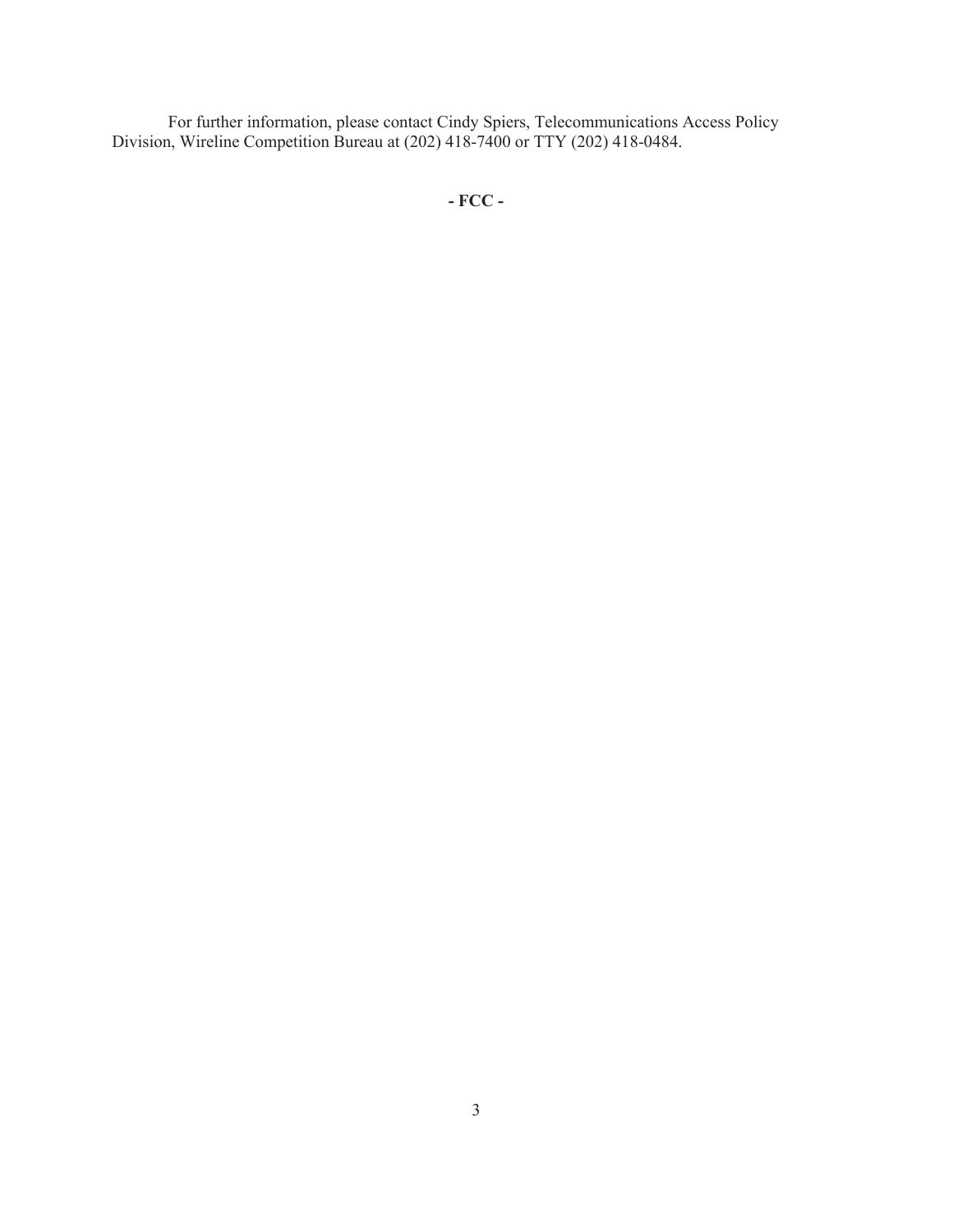For further information, please contact Cindy Spiers, Telecommunications Access Policy Division, Wireline Competition Bureau at (202) 418-7400 or TTY (202) 418-0484.

**- FCC -**